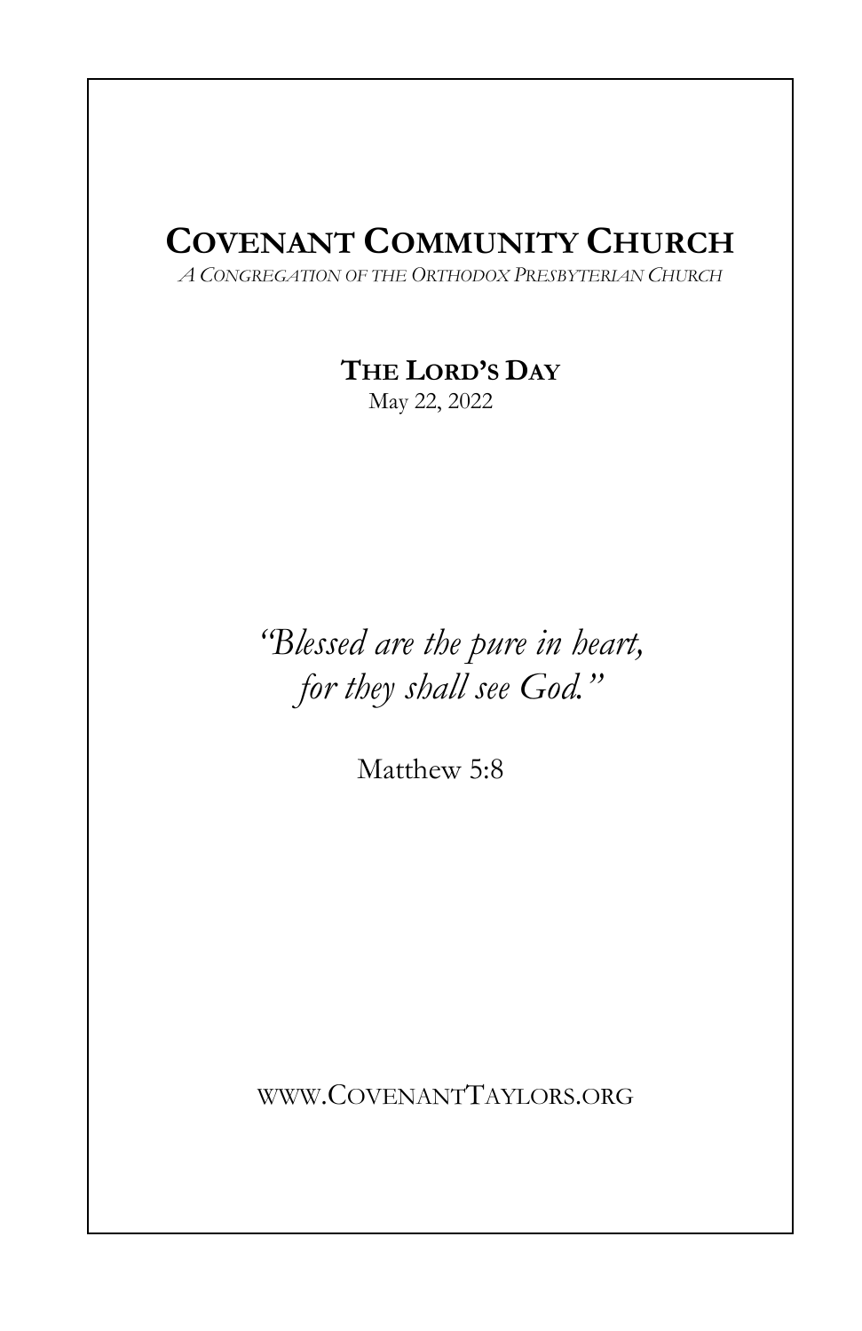# COVENANT COMMUNITY CHURCH

*A CONGREGATION OF THE ORTHODOX PRESBYTERIAN CHURCH*

**THE LORD'S DAY**

May 22, 2022

*"Blessed are the pure in heart,*
*for they shall see God."*

Matthew 5:8

WWW.COVENANTTAYLORS.ORG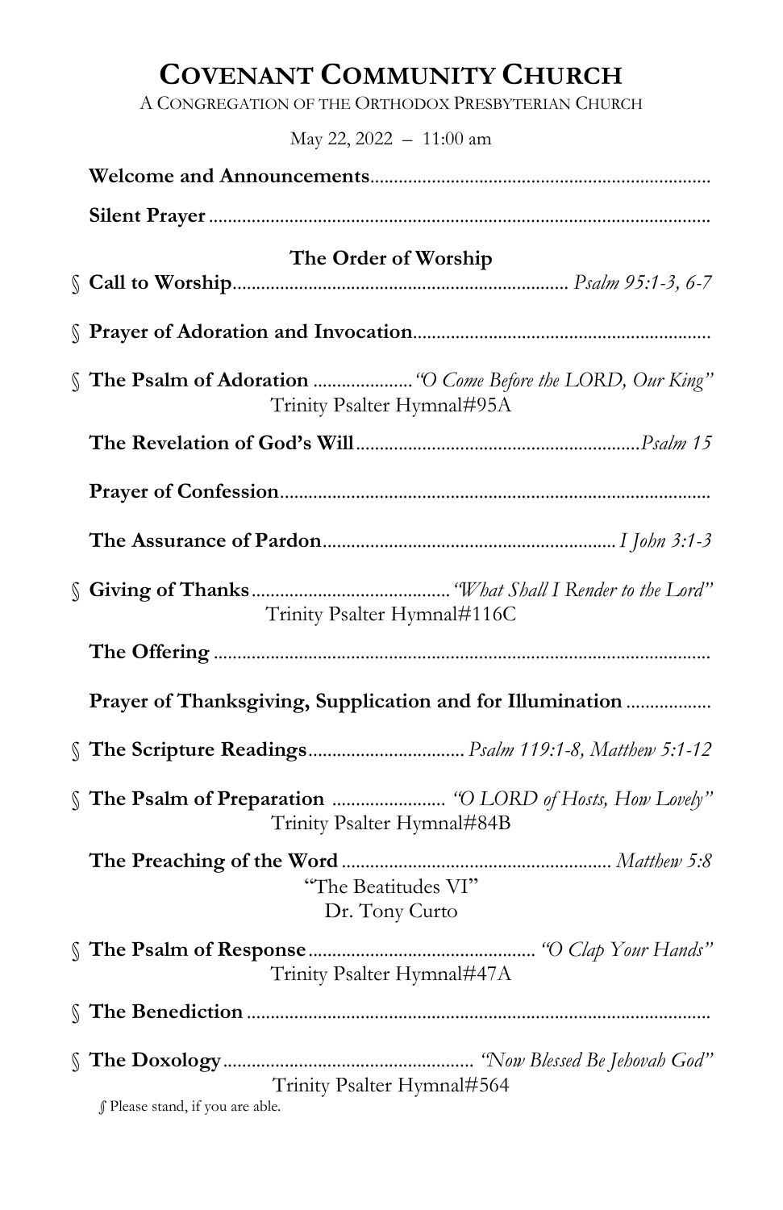# COVENANT COMMUNITY CHURCH

A CONGREGATION OF THE ORTHODOX PRESBYTERIAN CHURCH

May 22, 2022 – 11:00 am

**Welcome and Announcements**

**Silent Prayer**

## The Order of Worship

§ **Call to Worship** ... *Psalm 95:1-3, 6-7*

§ **Prayer of Adoration and Invocation**

§ **The Psalm of Adoration** ... *"O Come Before the LORD, Our King"*
Trinity Psalter Hymnal#95A

**The Revelation of God's Will** ... *Psalm 15*

**Prayer of Confession**

**The Assurance of Pardon** ... *I John 3:1-3*

§ **Giving of Thanks** ... *"What Shall I Render to the Lord"*
Trinity Psalter Hymnal#116C

**The Offering**

**Prayer of Thanksgiving, Supplication and for Illumination**

§ **The Scripture Readings** ... *Psalm 119:1-8, Matthew 5:1-12*

§ **The Psalm of Preparation** ... *"O LORD of Hosts, How Lovely"*
Trinity Psalter Hymnal#84B

**The Preaching of the Word** ... *Matthew 5:8*
"The Beatitudes VI"
Dr. Tony Curto

§ **The Psalm of Response** ... *"O Clap Your Hands"*
Trinity Psalter Hymnal#47A

§ **The Benediction**

§ **The Doxology** ... *"Now Blessed Be Jehovah God"*
Trinity Psalter Hymnal#564

§ Please stand, if you are able.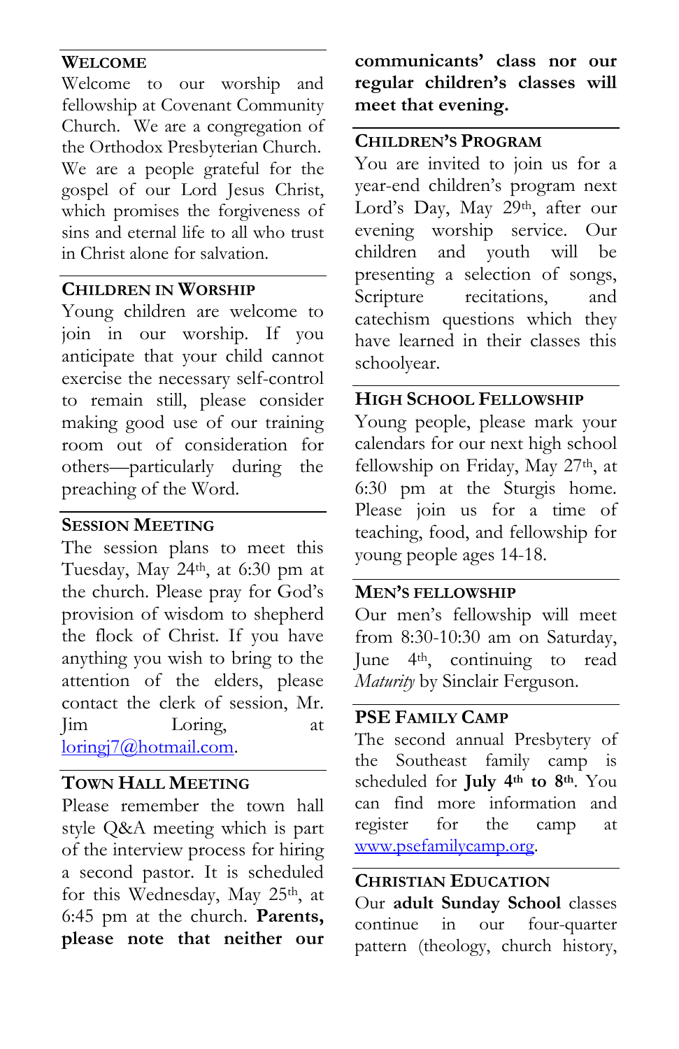## Welcome

Welcome to our worship and fellowship at Covenant Community Church. We are a congregation of the Orthodox Presbyterian Church. We are a people grateful for the gospel of our Lord Jesus Christ, which promises the forgiveness of sins and eternal life to all who trust in Christ alone for salvation.

## Children in Worship

Young children are welcome to join in our worship. If you anticipate that your child cannot exercise the necessary self-control to remain still, please consider making good use of our training room out of consideration for others—particularly during the preaching of the Word.

## Session Meeting

The session plans to meet this Tuesday, May 24th, at 6:30 pm at the church. Please pray for God's provision of wisdom to shepherd the flock of Christ. If you have anything you wish to bring to the attention of the elders, please contact the clerk of session, Mr. Jim Loring, at loringj7@hotmail.com.

## Town Hall Meeting

Please remember the town hall style Q&A meeting which is part of the interview process for hiring a second pastor. It is scheduled for this Wednesday, May 25th, at 6:45 pm at the church. **Parents, please note that neither our communicants' class nor our regular children's classes will meet that evening.**

## Children's Program

You are invited to join us for a year-end children's program next Lord's Day, May 29th, after our evening worship service. Our children and youth will be presenting a selection of songs, Scripture recitations, and catechism questions which they have learned in their classes this schoolyear.

## High School Fellowship

Young people, please mark your calendars for our next high school fellowship on Friday, May 27th, at 6:30 pm at the Sturgis home. Please join us for a time of teaching, food, and fellowship for young people ages 14-18.

## Men's Fellowship

Our men's fellowship will meet from 8:30-10:30 am on Saturday, June 4th, continuing to read *Maturity* by Sinclair Ferguson.

## PSE Family Camp

The second annual Presbytery of the Southeast family camp is scheduled for **July 4th to 8th**. You can find more information and register for the camp at www.psefamilycamp.org.

## Christian Education

Our **adult Sunday School** classes continue in our four-quarter pattern (theology, church history,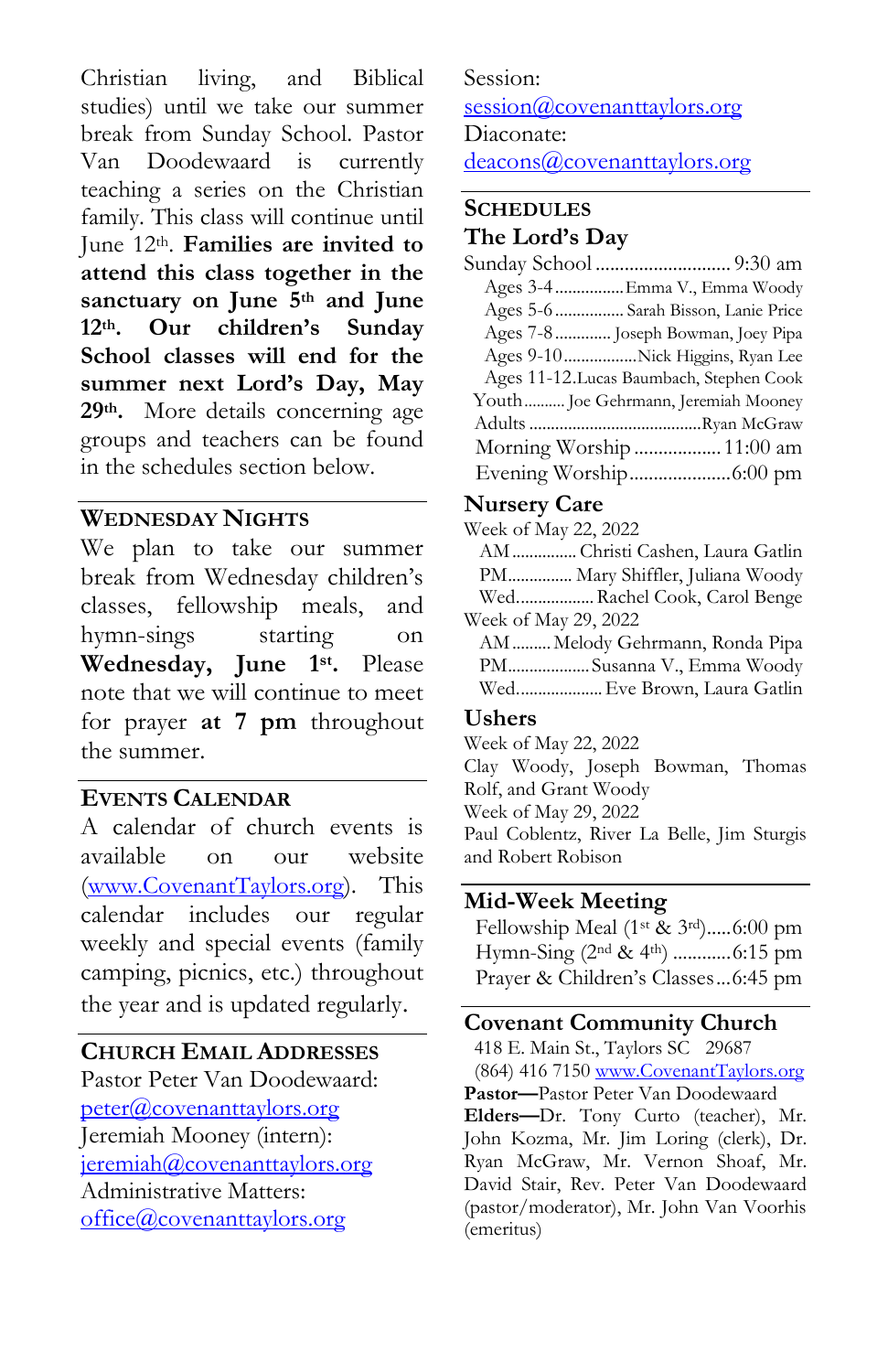Christian living, and Biblical studies) until we take our summer break from Sunday School. Pastor Van Doodewaard is currently teaching a series on the Christian family. This class will continue until June 12th. **Families are invited to attend this class together in the sanctuary on June 5th and June 12th. Our children's Sunday School classes will end for the summer next Lord's Day, May 29th.** More details concerning age groups and teachers can be found in the schedules section below.

## Wednesday Nights

We plan to take our summer break from Wednesday children's classes, fellowship meals, and hymn-sings starting on **Wednesday, June 1st.** Please note that we will continue to meet for prayer **at 7 pm** throughout the summer.

## Events Calendar

A calendar of church events is available on our website (www.CovenantTaylors.org). This calendar includes our regular weekly and special events (family camping, picnics, etc.) throughout the year and is updated regularly.

## Church Email Addresses

Pastor Peter Van Doodewaard:
peter@covenanttaylors.org
Jeremiah Mooney (intern):
jeremiah@covenanttaylors.org
Administrative Matters:
office@covenanttaylors.org
Session:
session@covenanttaylors.org
Diaconate:
deacons@covenanttaylors.org

## Schedules

### The Lord's Day

Sunday School .......................... 9:30 am
- Ages 3-4 ............... Emma V., Emma Woody
- Ages 5-6 ............... Sarah Bisson, Lanie Price
- Ages 7-8 ............ Joseph Bowman, Joey Pipa
- Ages 9-10 ................ Nick Higgins, Ryan Lee
- Ages 11-12. Lucas Baumbach, Stephen Cook
- Youth ......... Joe Gehrmann, Jeremiah Mooney
- Adults ....................................... Ryan McGraw

Morning Worship ................. 11:00 am
Evening Worship .................... 6:00 pm

### Nursery Care

Week of May 22, 2022
- AM .............. Christi Cashen, Laura Gatlin
- PM .............. Mary Shiffler, Juliana Woody
- Wed ................. Rachel Cook, Carol Benge

Week of May 29, 2022
- AM ......... Melody Gehrmann, Ronda Pipa
- PM .................. Susanna V., Emma Woody
- Wed .................. Eve Brown, Laura Gatlin

### Ushers

Week of May 22, 2022
Clay Woody, Joseph Bowman, Thomas Rolf, and Grant Woody
Week of May 29, 2022
Paul Coblentz, River La Belle, Jim Sturgis and Robert Robison

## Mid-Week Meeting

Fellowship Meal (1st & 3rd) ..... 6:00 pm
Hymn-Sing (2nd & 4th) ............ 6:15 pm
Prayer & Children's Classes ... 6:45 pm

## Covenant Community Church

418 E. Main St., Taylors SC 29687
(864) 416 7150 www.CovenantTaylors.org

**Pastor—**Pastor Peter Van Doodewaard
**Elders—**Dr. Tony Curto (teacher), Mr. John Kozma, Mr. Jim Loring (clerk), Dr. Ryan McGraw, Mr. Vernon Shoaf, Mr. David Stair, Rev. Peter Van Doodewaard (pastor/moderator), Mr. John Van Voorhis (emeritus)